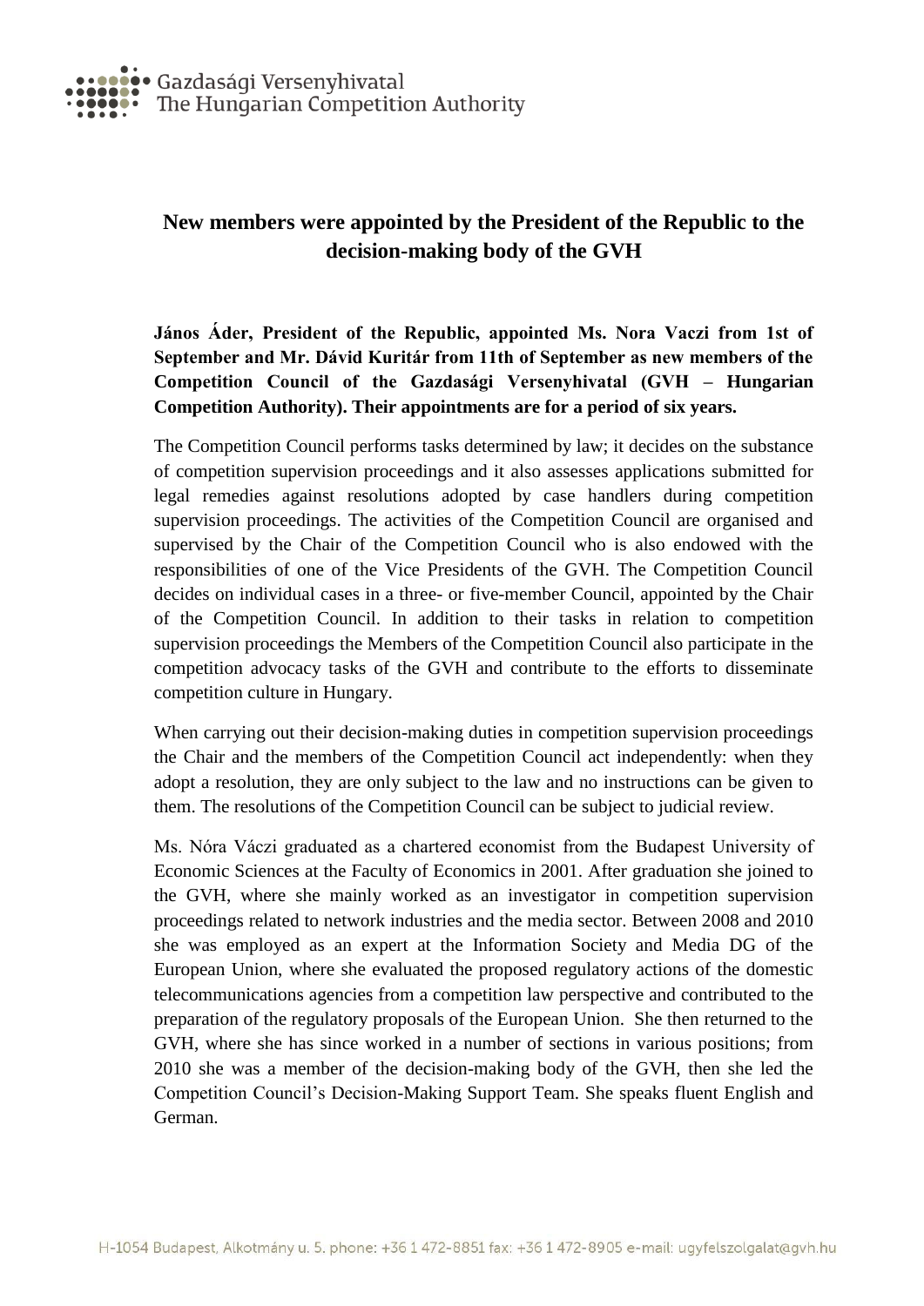# New members were appointed by the President of the Republic to the decision-making body of the GVH

**János Áder, President of the Republic, appointed Ms. Nora Vaczi from 1st of September and Mr. Dávid Kuritár from 11th of September as new members of the Competition Council of the Gazdasági Versenyhivatal (GVH – Hungarian Competition Authority). Their appointments are for a period of six years.**

The Competition Council performs tasks determined by law; it decides on the substance of competition supervision proceedings and it also assesses applications submitted for legal remedies against resolutions adopted by case handlers during competition supervision proceedings. The activities of the Competition Council are organised and supervised by the Chair of the Competition Council who is also endowed with the responsibilities of one of the Vice Presidents of the GVH. The Competition Council decides on individual cases in a three- or five-member Council, appointed by the Chair of the Competition Council. In addition to their tasks in relation to competition supervision proceedings the Members of the Competition Council also participate in the competition advocacy tasks of the GVH and contribute to the efforts to disseminate competition culture in Hungary.

When carrying out their decision-making duties in competition supervision proceedings the Chair and the members of the Competition Council act independently: when they adopt a resolution, they are only subject to the law and no instructions can be given to them. The resolutions of the Competition Council can be subject to judicial review.

Ms. Nóra Váczi graduated as a chartered economist from the Budapest University of Economic Sciences at the Faculty of Economics in 2001. After graduation she joined to the GVH, where she mainly worked as an investigator in competition supervision proceedings related to network industries and the media sector. Between 2008 and 2010 she was employed as an expert at the Information Society and Media DG of the European Union, where she evaluated the proposed regulatory actions of the domestic telecommunications agencies from a competition law perspective and contributed to the preparation of the regulatory proposals of the European Union. She then returned to the GVH, where she has since worked in a number of sections in various positions; from 2010 she was a member of the decision-making body of the GVH, then she led the Competition Council's Decision-Making Support Team. She speaks fluent English and German.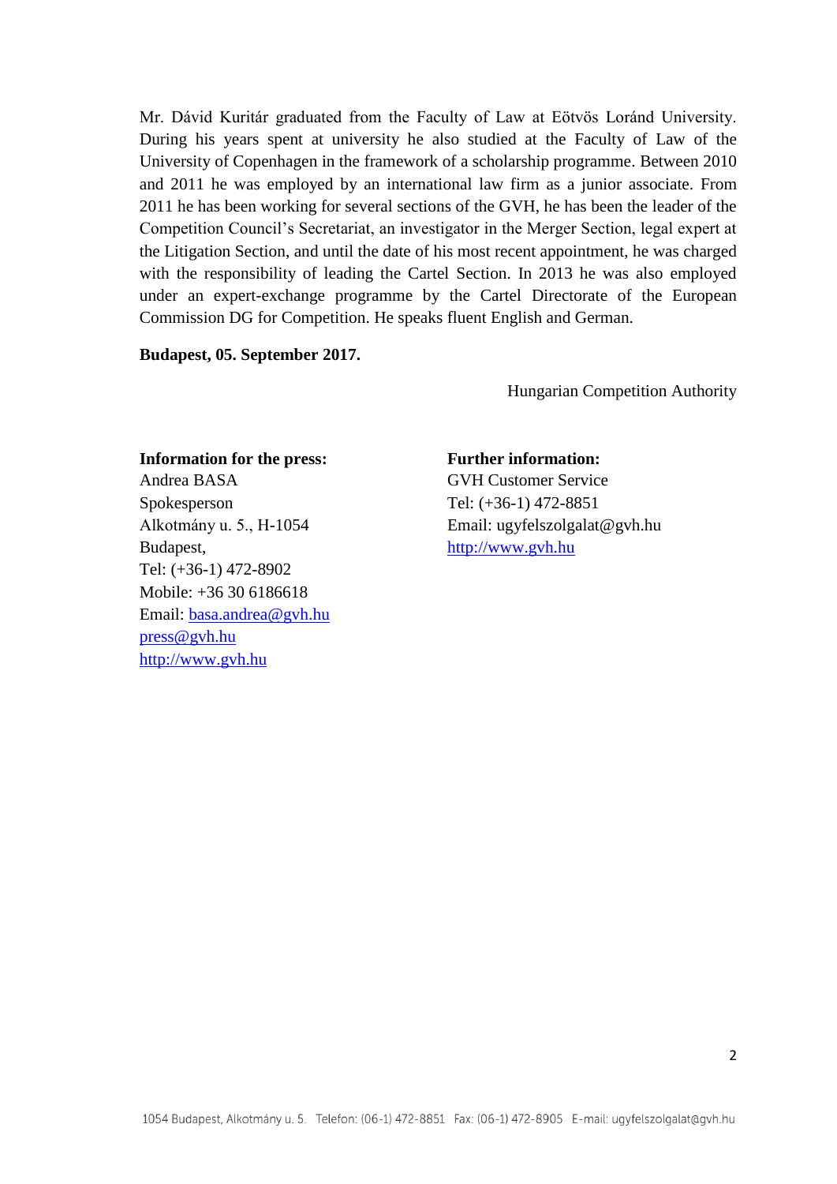Mr. Dávid Kuritár graduated from the Faculty of Law at Eötvös Loránd University. During his years spent at university he also studied at the Faculty of Law of the University of Copenhagen in the framework of a scholarship programme. Between 2010 and 2011 he was employed by an international law firm as a junior associate. From 2011 he has been working for several sections of the GVH, he has been the leader of the Competition Council's Secretariat, an investigator in the Merger Section, legal expert at the Litigation Section, and until the date of his most recent appointment, he was charged with the responsibility of leading the Cartel Section. In 2013 he was also employed under an expert-exchange programme by the Cartel Directorate of the European Commission DG for Competition. He speaks fluent English and German.

**Budapest, 05. September 2017.**

Hungarian Competition Authority

**Information for the press:**
Andrea BASA
Spokesperson
Alkotmány u. 5., H-1054
Budapest,
Tel: (+36-1) 472-8902
Mobile: +36 30 6186618
Email: basa.andrea@gvh.hu
press@gvh.hu
http://www.gvh.hu

**Further information:**
GVH Customer Service
Tel: (+36-1) 472-8851
Email: ugyfelszolgalat@gvh.hu
http://www.gvh.hu